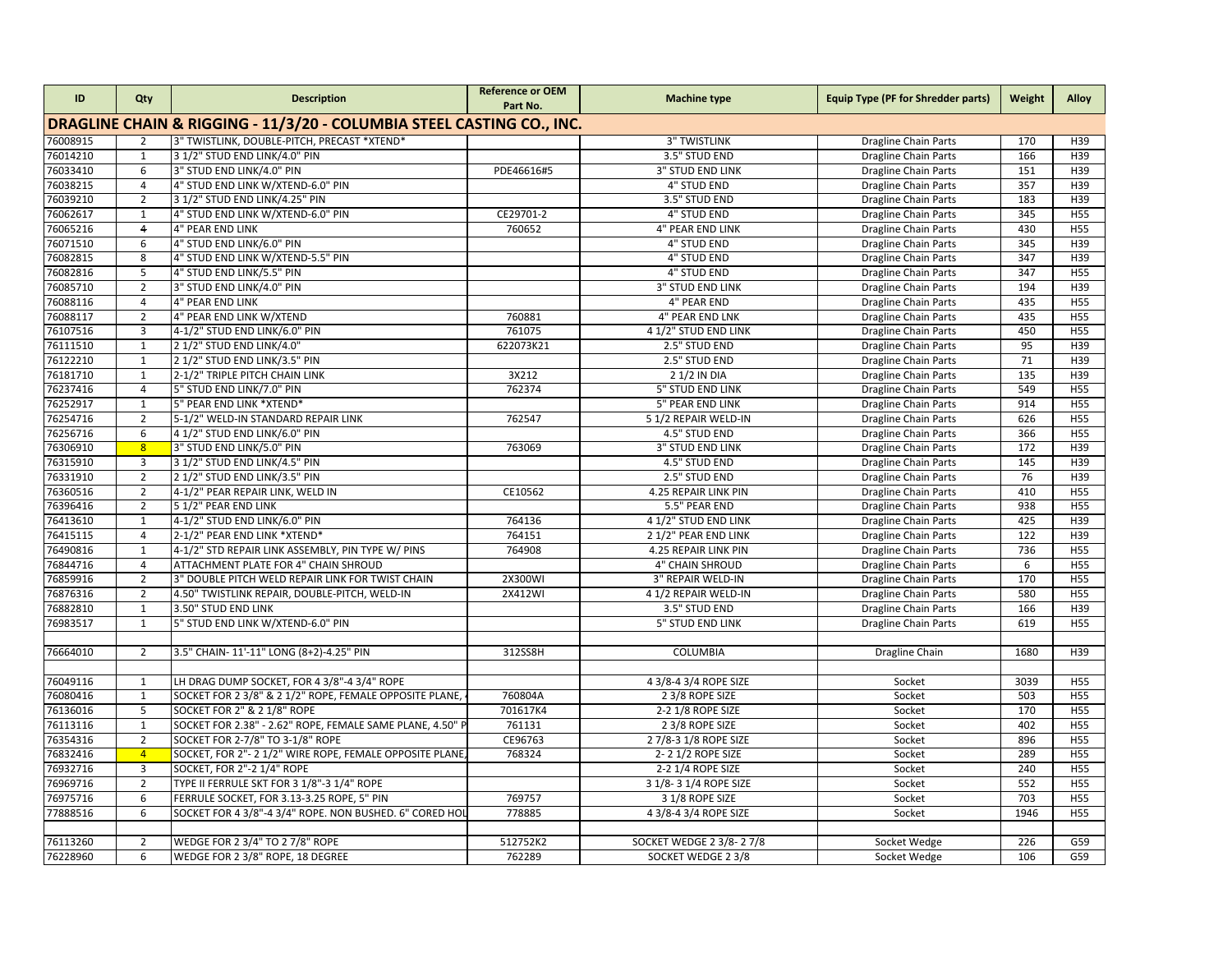| ID | Qty | Description | Reference or OEM Part No. | Machine type | Equip Type (PF for Shredder parts) | Weight | Alloy |
|---|---|---|---|---|---|---|---|
| **DRAGLINE CHAIN & RIGGING - 11/3/20 - COLUMBIA STEEL CASTING CO., INC.** | | | | | | | |
| 76008915 | 2 | 3" TWISTLINK, DOUBLE-PITCH, PRECAST *XTEND* | | 3" TWISTLINK | Dragline Chain Parts | 170 | H39 |
| 76014210 | 1 | 3 1/2" STUD END LINK/4.0" PIN | | 3.5" STUD END | Dragline Chain Parts | 166 | H39 |
| 76033410 | 6 | 3" STUD END LINK/4.0" PIN | PDE46616#5 | 3" STUD END LINK | Dragline Chain Parts | 151 | H39 |
| 76038215 | 4 | 4" STUD END LINK W/XTEND-6.0" PIN | | 4" STUD END | Dragline Chain Parts | 357 | H39 |
| 76039210 | 2 | 3 1/2" STUD END LINK/4.25" PIN | | 3.5" STUD END | Dragline Chain Parts | 183 | H39 |
| 76062617 | 1 | 4" STUD END LINK W/XTEND-6.0" PIN | CE29701-2 | 4" STUD END | Dragline Chain Parts | 345 | H55 |
| 76065216 | 4 | 4" PEAR END LINK | 760652 | 4" PEAR END LINK | Dragline Chain Parts | 430 | H55 |
| 76071510 | 6 | 4" STUD END LINK/6.0" PIN | | 4" STUD END | Dragline Chain Parts | 345 | H39 |
| 76082815 | 8 | 4" STUD END LINK W/XTEND-5.5" PIN | | 4" STUD END | Dragline Chain Parts | 347 | H39 |
| 76082816 | 5 | 4" STUD END LINK/5.5" PIN | | 4" STUD END | Dragline Chain Parts | 347 | H55 |
| 76085710 | 2 | 3" STUD END LINK/4.0" PIN | | 3" STUD END LINK | Dragline Chain Parts | 194 | H39 |
| 76088116 | 4 | 4" PEAR END LINK | | 4" PEAR END | Dragline Chain Parts | 435 | H55 |
| 76088117 | 2 | 4" PEAR END LINK W/XTEND | 760881 | 4" PEAR END LNK | Dragline Chain Parts | 435 | H55 |
| 76107516 | 3 | 4-1/2" STUD END LINK/6.0" PIN | 761075 | 4 1/2" STUD END LINK | Dragline Chain Parts | 450 | H55 |
| 76111510 | 1 | 2 1/2" STUD END LINK/4.0" | 622073K21 | 2.5" STUD END | Dragline Chain Parts | 95 | H39 |
| 76122210 | 1 | 2 1/2" STUD END LINK/3.5" PIN | | 2.5" STUD END | Dragline Chain Parts | 71 | H39 |
| 76181710 | 1 | 2-1/2" TRIPLE PITCH CHAIN LINK | 3X212 | 2 1/2 IN DIA | Dragline Chain Parts | 135 | H39 |
| 76237416 | 4 | 5" STUD END LINK/7.0" PIN | 762374 | 5" STUD END LINK | Dragline Chain Parts | 549 | H55 |
| 76252917 | 1 | 5" PEAR END LINK *XTEND* | | 5" PEAR END LINK | Dragline Chain Parts | 914 | H55 |
| 76254716 | 2 | 5-1/2" WELD-IN STANDARD REPAIR LINK | 762547 | 5 1/2 REPAIR WELD-IN | Dragline Chain Parts | 626 | H55 |
| 76256716 | 6 | 4 1/2" STUD END LINK/6.0" PIN | | 4.5" STUD END | Dragline Chain Parts | 366 | H55 |
| 76306910 | 8 | 3" STUD END LINK/5.0" PIN | 763069 | 3" STUD END LINK | Dragline Chain Parts | 172 | H39 |
| 76315910 | 3 | 3 1/2" STUD END LINK/4.5" PIN | | 4.5" STUD END | Dragline Chain Parts | 145 | H39 |
| 76331910 | 2 | 2 1/2" STUD END LINK/3.5" PIN | | 2.5" STUD END | Dragline Chain Parts | 76 | H39 |
| 76360516 | 2 | 4-1/2" PEAR REPAIR LINK, WELD IN | CE10562 | 4.25 REPAIR LINK PIN | Dragline Chain Parts | 410 | H55 |
| 76396416 | 2 | 5 1/2" PEAR END LINK | | 5.5" PEAR END | Dragline Chain Parts | 938 | H55 |
| 76413610 | 1 | 4-1/2" STUD END LINK/6.0" PIN | 764136 | 4 1/2" STUD END LINK | Dragline Chain Parts | 425 | H39 |
| 76415115 | 4 | 2-1/2" PEAR END LINK *XTEND* | 764151 | 2 1/2" PEAR END LINK | Dragline Chain Parts | 122 | H39 |
| 76490816 | 1 | 4-1/2" STD REPAIR LINK ASSEMBLY, PIN TYPE W/ PINS | 764908 | 4.25 REPAIR LINK PIN | Dragline Chain Parts | 736 | H55 |
| 76844716 | 4 | ATTACHMENT PLATE FOR 4" CHAIN SHROUD | | 4" CHAIN SHROUD | Dragline Chain Parts | 6 | H55 |
| 76859916 | 2 | 3" DOUBLE PITCH WELD REPAIR LINK FOR TWIST CHAIN | 2X300WI | 3" REPAIR WELD-IN | Dragline Chain Parts | 170 | H55 |
| 76876316 | 2 | 4.50" TWISTLINK REPAIR, DOUBLE-PITCH, WELD-IN | 2X412WI | 4 1/2 REPAIR WELD-IN | Dragline Chain Parts | 580 | H55 |
| 76882810 | 1 | 3.50" STUD END LINK | | 3.5" STUD END | Dragline Chain Parts | 166 | H39 |
| 76983517 | 1 | 5" STUD END LINK W/XTEND-6.0" PIN | | 5" STUD END LINK | Dragline Chain Parts | 619 | H55 |
| | | | | | | | |
| 76664010 | 2 | 3.5" CHAIN- 11'-11" LONG (8+2)-4.25" PIN | 312SS8H | COLUMBIA | Dragline Chain | 1680 | H39 |
| | | | | | | | |
| 76049116 | 1 | LH DRAG DUMP SOCKET, FOR 4 3/8"-4 3/4" ROPE | | 4 3/8-4 3/4 ROPE SIZE | Socket | 3039 | H55 |
| 76080416 | 1 | SOCKET FOR 2 3/8" & 2 1/2" ROPE, FEMALE OPPOSITE PLANE, | 760804A | 2 3/8 ROPE SIZE | Socket | 503 | H55 |
| 76136016 | 5 | SOCKET FOR 2" & 2 1/8" ROPE | 701617K4 | 2-2 1/8 ROPE SIZE | Socket | 170 | H55 |
| 76113116 | 1 | SOCKET FOR 2.38" - 2.62" ROPE, FEMALE SAME PLANE, 4.50" P | 761131 | 2 3/8 ROPE SIZE | Socket | 402 | H55 |
| 76354316 | 2 | SOCKET FOR 2-7/8" TO 3-1/8" ROPE | CE96763 | 2 7/8-3 1/8 ROPE SIZE | Socket | 896 | H55 |
| 76832416 | 4 | SOCKET, FOR 2"- 2 1/2" WIRE ROPE, FEMALE OPPOSITE PLANE, | 768324 | 2- 2 1/2 ROPE SIZE | Socket | 289 | H55 |
| 76932716 | 3 | SOCKET, FOR 2"-2 1/4" ROPE | | 2-2 1/4 ROPE SIZE | Socket | 240 | H55 |
| 76969716 | 2 | TYPE II FERRULE SKT FOR 3 1/8"-3 1/4" ROPE | | 3 1/8- 3 1/4 ROPE SIZE | Socket | 552 | H55 |
| 76975716 | 6 | FERRULE SOCKET, FOR 3.13-3.25 ROPE, 5" PIN | 769757 | 3 1/8 ROPE SIZE | Socket | 703 | H55 |
| 77888516 | 6 | SOCKET FOR 4 3/8"-4 3/4" ROPE. NON BUSHED. 6" CORED HOL | 778885 | 4 3/8-4 3/4 ROPE SIZE | Socket | 1946 | H55 |
| | | | | | | | |
| 76113260 | 2 | WEDGE FOR 2 3/4" TO 2 7/8" ROPE | 512752K2 | SOCKET WEDGE 2 3/8- 2 7/8 | Socket Wedge | 226 | G59 |
| 76228960 | 6 | WEDGE FOR 2 3/8" ROPE, 18 DEGREE | 762289 | SOCKET WEDGE 2 3/8 | Socket Wedge | 106 | G59 |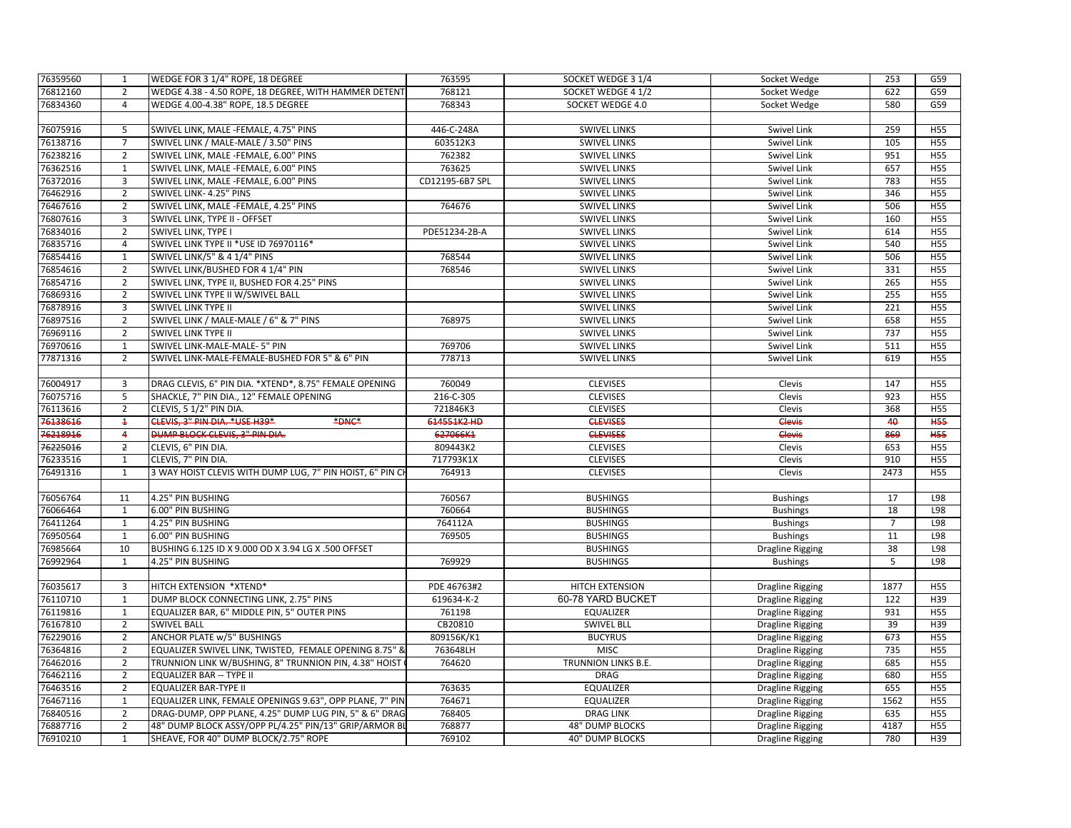| | | | | | | | |
|---|---|---|---|---|---|---|---|
| 76359560 | 1 | WEDGE FOR 3 1/4" ROPE, 18 DEGREE | 763595 | SOCKET WEDGE 3 1/4 | Socket Wedge | 253 | G59 |
| 76812160 | 2 | WEDGE 4.38 - 4.50 ROPE, 18 DEGREE, WITH HAMMER DETENT | 768121 | SOCKET WEDGE 4 1/2 | Socket Wedge | 622 | G59 |
| 76834360 | 4 | WEDGE 4.00-4.38" ROPE, 18.5 DEGREE | 768343 | SOCKET WEDGE 4.0 | Socket Wedge | 580 | G59 |
| | | | | | | | |
| 76075916 | 5 | SWIVEL LINK, MALE -FEMALE, 4.75" PINS | 446-C-248A | SWIVEL LINKS | Swivel Link | 259 | H55 |
| 76138716 | 7 | SWIVEL LINK / MALE-MALE / 3.50" PINS | 603512K3 | SWIVEL LINKS | Swivel Link | 105 | H55 |
| 76238216 | 2 | SWIVEL LINK, MALE -FEMALE, 6.00" PINS | 762382 | SWIVEL LINKS | Swivel Link | 951 | H55 |
| 76362516 | 1 | SWIVEL LINK, MALE -FEMALE, 6.00" PINS | 763625 | SWIVEL LINKS | Swivel Link | 657 | H55 |
| 76372016 | 3 | SWIVEL LINK, MALE -FEMALE, 6.00" PINS | CD12195-6B7 SPL | SWIVEL LINKS | Swivel Link | 783 | H55 |
| 76462916 | 2 | SWIVEL LINK- 4.25" PINS | | SWIVEL LINKS | Swivel Link | 346 | H55 |
| 76467616 | 2 | SWIVEL LINK, MALE -FEMALE, 4.25" PINS | 764676 | SWIVEL LINKS | Swivel Link | 506 | H55 |
| 76807616 | 3 | SWIVEL LINK, TYPE II - OFFSET | | SWIVEL LINKS | Swivel Link | 160 | H55 |
| 76834016 | 2 | SWIVEL LINK, TYPE I | PDE51234-2B-A | SWIVEL LINKS | Swivel Link | 614 | H55 |
| 76835716 | 4 | SWIVEL LINK TYPE II *USE ID 76970116* | | SWIVEL LINKS | Swivel Link | 540 | H55 |
| 76854416 | 1 | SWIVEL LINK/5" & 4 1/4" PINS | 768544 | SWIVEL LINKS | Swivel Link | 506 | H55 |
| 76854616 | 2 | SWIVEL LINK/BUSHED FOR 4 1/4" PIN | 768546 | SWIVEL LINKS | Swivel Link | 331 | H55 |
| 76854716 | 2 | SWIVEL LINK, TYPE II, BUSHED FOR 4.25" PINS | | SWIVEL LINKS | Swivel Link | 265 | H55 |
| 76869316 | 2 | SWIVEL LINK TYPE II W/SWIVEL BALL | | SWIVEL LINKS | Swivel Link | 255 | H55 |
| 76878916 | 3 | SWIVEL LINK TYPE II | | SWIVEL LINKS | Swivel Link | 221 | H55 |
| 76897516 | 2 | SWIVEL LINK / MALE-MALE / 6" & 7" PINS | 768975 | SWIVEL LINKS | Swivel Link | 658 | H55 |
| 76969116 | 2 | SWIVEL LINK TYPE II | | SWIVEL LINKS | Swivel Link | 737 | H55 |
| 76970616 | 1 | SWIVEL LINK-MALE-MALE- 5" PIN | 769706 | SWIVEL LINKS | Swivel Link | 511 | H55 |
| 77871316 | 2 | SWIVEL LINK-MALE-FEMALE-BUSHED FOR 5" & 6" PIN | 778713 | SWIVEL LINKS | Swivel Link | 619 | H55 |
| | | | | | | | |
| 76004917 | 3 | DRAG CLEVIS, 6" PIN DIA. *XTEND*, 8.75" FEMALE OPENING | 760049 | CLEVISES | Clevis | 147 | H55 |
| 76075716 | 5 | SHACKLE, 7" PIN DIA., 12" FEMALE OPENING | 216-C-305 | CLEVISES | Clevis | 923 | H55 |
| 76113616 | 2 | CLEVIS, 5 1/2" PIN DIA. | 721846K3 | CLEVISES | Clevis | 368 | H55 |
| ~~76138616~~ | ~~1~~ | ~~CLEVIS, 3" PIN DIA. *USE H39* *DNC*~~ | ~~614551K2 HD~~ | ~~CLEVISES~~ | ~~Clevis~~ | ~~40~~ | ~~H55~~ |
| ~~76218916~~ | ~~4~~ | ~~DUMP BLOCK CLEVIS, 3" PIN DIA.~~ | ~~627066K1~~ | ~~CLEVISES~~ | ~~Clevis~~ | ~~869~~ | ~~H55~~ |
| ~~76225016~~ | ~~2~~ | CLEVIS, 6" PIN DIA. | 809443K2 | CLEVISES | Clevis | 653 | H55 |
| 76233516 | 1 | CLEVIS, 7" PIN DIA. | 717793K1X | CLEVISES | Clevis | 910 | H55 |
| 76491316 | 1 | 3 WAY HOIST CLEVIS WITH DUMP LUG, 7" PIN HOIST, 6" PIN CH | 764913 | CLEVISES | Clevis | 2473 | H55 |
| | | | | | | | |
| 76056764 | 11 | 4.25" PIN BUSHING | 760567 | BUSHINGS | Bushings | 17 | L98 |
| 76066464 | 1 | 6.00" PIN BUSHING | 760664 | BUSHINGS | Bushings | 18 | L98 |
| 76411264 | 1 | 4.25" PIN BUSHING | 764112A | BUSHINGS | Bushings | 7 | L98 |
| 76950564 | 1 | 6.00" PIN BUSHING | 769505 | BUSHINGS | Bushings | 11 | L98 |
| 76985664 | 10 | BUSHING 6.125 ID X 9.000 OD X 3.94 LG X .500 OFFSET | | BUSHINGS | Dragline Rigging | 38 | L98 |
| 76992964 | 1 | 4.25" PIN BUSHING | 769929 | BUSHINGS | Bushings | 5 | L98 |
| | | | | | | | |
| 76035617 | 3 | HITCH EXTENSION *XTEND* | PDE 46763#2 | HITCH EXTENSION | Dragline Rigging | 1877 | H55 |
| 76110710 | 1 | DUMP BLOCK CONNECTING LINK, 2.75" PINS | 619634-K-2 | 60-78 YARD BUCKET | Dragline Rigging | 122 | H39 |
| 76119816 | 1 | EQUALIZER BAR, 6" MIDDLE PIN, 5" OUTER PINS | 761198 | EQUALIZER | Dragline Rigging | 931 | H55 |
| 76167810 | 2 | SWIVEL BALL | CB20810 | SWIVEL BLL | Dragline Rigging | 39 | H39 |
| 76229016 | 2 | ANCHOR PLATE w/5" BUSHINGS | 809156K/K1 | BUCYRUS | Dragline Rigging | 673 | H55 |
| 76364816 | 2 | EQUALIZER SWIVEL LINK, TWISTED, FEMALE OPENING 8.75" & | 763648LH | MISC | Dragline Rigging | 735 | H55 |
| 76462016 | 2 | TRUNNION LINK W/BUSHING, 8" TRUNNION PIN, 4.38" HOIST | 764620 | TRUNNION LINKS B.E. | Dragline Rigging | 685 | H55 |
| 76462116 | 2 | EQUALIZER BAR -- TYPE II | | DRAG | Dragline Rigging | 680 | H55 |
| 76463516 | 2 | EQUALIZER BAR-TYPE II | 763635 | EQUALIZER | Dragline Rigging | 655 | H55 |
| 76467116 | 1 | EQUALIZER LINK, FEMALE OPENINGS 9.63", OPP PLANE, 7" PIN | 764671 | EQUALIZER | Dragline Rigging | 1562 | H55 |
| 76840516 | 2 | DRAG-DUMP, OPP PLANE, 4.25" DUMP LUG PIN, 5" & 6" DRAG | 768405 | DRAG LINK | Dragline Rigging | 635 | H55 |
| 76887716 | 2 | 48" DUMP BLOCK ASSY/OPP PL/4.25" PIN/13" GRIP/ARMOR BL | 768877 | 48" DUMP BLOCKS | Dragline Rigging | 4187 | H55 |
| 76910210 | 1 | SHEAVE, FOR 40" DUMP BLOCK/2.75" ROPE | 769102 | 40" DUMP BLOCKS | Dragline Rigging | 780 | H39 |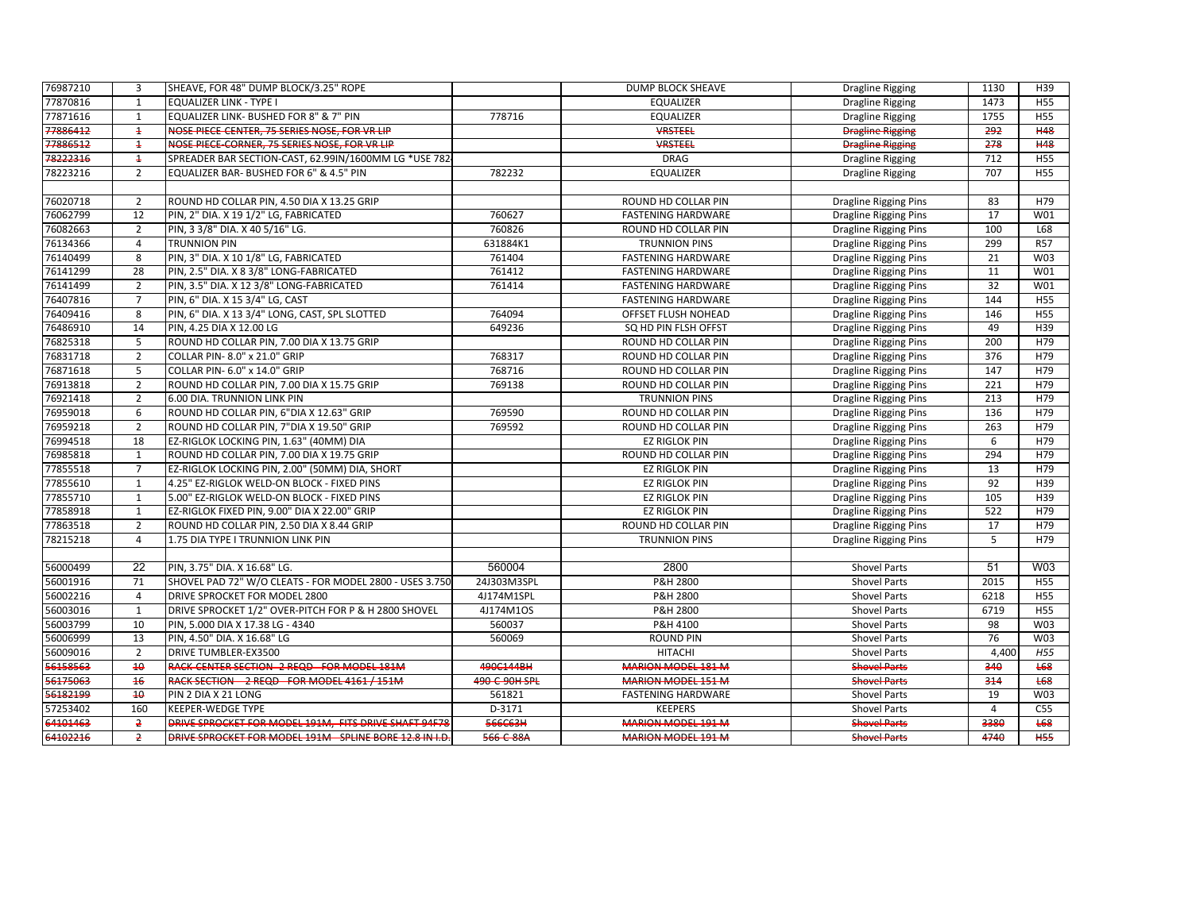| | | | | | | | |
|---|---|---|---|---|---|---|---|
| 76987210 | 3 | SHEAVE, FOR 48" DUMP BLOCK/3.25" ROPE | | DUMP BLOCK SHEAVE | Dragline Rigging | 1130 | H39 |
| 77870816 | 1 | EQUALIZER LINK - TYPE I | | EQUALIZER | Dragline Rigging | 1473 | H55 |
| 77871616 | 1 | EQUALIZER LINK- BUSHED FOR 8" & 7" PIN | 778716 | EQUALIZER | Dragline Rigging | 1755 | H55 |
| ~~77886412~~ | ~~1~~ | ~~NOSE PIECE-CENTER, 75 SERIES NOSE, FOR VR LIP~~ | | ~~VRSTEEL~~ | ~~Dragline Rigging~~ | ~~292~~ | ~~H48~~ |
| ~~77886512~~ | ~~1~~ | ~~NOSE PIECE-CORNER, 75 SERIES NOSE, FOR VR LIP~~ | | ~~VRSTEEL~~ | ~~Dragline Rigging~~ | ~~278~~ | ~~H48~~ |
| ~~78222316~~ | ~~1~~ | SPREADER BAR SECTION-CAST, 62.99IN/1600MM LG *USE 782 | | DRAG | Dragline Rigging | 712 | H55 |
| 78223216 | 2 | EQUALIZER BAR- BUSHED FOR 6" & 4.5" PIN | 782232 | EQUALIZER | Dragline Rigging | 707 | H55 |
| | | | | | | | |
| 76020718 | 2 | ROUND HD COLLAR PIN, 4.50 DIA X 13.25 GRIP | | ROUND HD COLLAR PIN | Dragline Rigging Pins | 83 | H79 |
| 76062799 | 12 | PIN, 2" DIA. X 19 1/2" LG, FABRICATED | 760627 | FASTENING HARDWARE | Dragline Rigging Pins | 17 | W01 |
| 76082663 | 2 | PIN, 3 3/8" DIA. X 40 5/16" LG. | 760826 | ROUND HD COLLAR PIN | Dragline Rigging Pins | 100 | L68 |
| 76134366 | 4 | TRUNNION PIN | 631884K1 | TRUNNION PINS | Dragline Rigging Pins | 299 | R57 |
| 76140499 | 8 | PIN, 3" DIA. X 10 1/8" LG, FABRICATED | 761404 | FASTENING HARDWARE | Dragline Rigging Pins | 21 | W03 |
| 76141299 | 28 | PIN, 2.5" DIA. X 8 3/8" LONG-FABRICATED | 761412 | FASTENING HARDWARE | Dragline Rigging Pins | 11 | W01 |
| 76141499 | 2 | PIN, 3.5" DIA. X 12 3/8" LONG-FABRICATED | 761414 | FASTENING HARDWARE | Dragline Rigging Pins | 32 | W01 |
| 76407816 | 7 | PIN, 6" DIA. X 15 3/4" LG, CAST | | FASTENING HARDWARE | Dragline Rigging Pins | 144 | H55 |
| 76409416 | 8 | PIN, 6" DIA. X 13 3/4" LONG, CAST, SPL SLOTTED | 764094 | OFFSET FLUSH NOHEAD | Dragline Rigging Pins | 146 | H55 |
| 76486910 | 14 | PIN, 4.25 DIA X 12.00 LG | 649236 | SQ HD PIN FLSH OFFST | Dragline Rigging Pins | 49 | H39 |
| 76825318 | 5 | ROUND HD COLLAR PIN, 7.00 DIA X 13.75 GRIP | | ROUND HD COLLAR PIN | Dragline Rigging Pins | 200 | H79 |
| 76831718 | 2 | COLLAR PIN- 8.0" x 21.0" GRIP | 768317 | ROUND HD COLLAR PIN | Dragline Rigging Pins | 376 | H79 |
| 76871618 | 5 | COLLAR PIN- 6.0" x 14.0" GRIP | 768716 | ROUND HD COLLAR PIN | Dragline Rigging Pins | 147 | H79 |
| 76913818 | 2 | ROUND HD COLLAR PIN, 7.00 DIA X 15.75 GRIP | 769138 | ROUND HD COLLAR PIN | Dragline Rigging Pins | 221 | H79 |
| 76921418 | 2 | 6.00 DIA. TRUNNION LINK PIN | | TRUNNION PINS | Dragline Rigging Pins | 213 | H79 |
| 76959018 | 6 | ROUND HD COLLAR PIN, 6"DIA X 12.63" GRIP | 769590 | ROUND HD COLLAR PIN | Dragline Rigging Pins | 136 | H79 |
| 76959218 | 2 | ROUND HD COLLAR PIN, 7"DIA X 19.50" GRIP | 769592 | ROUND HD COLLAR PIN | Dragline Rigging Pins | 263 | H79 |
| 76994518 | 18 | EZ-RIGLOK LOCKING PIN, 1.63" (40MM) DIA | | EZ RIGLOK PIN | Dragline Rigging Pins | 6 | H79 |
| 76985818 | 1 | ROUND HD COLLAR PIN, 7.00 DIA X 19.75 GRIP | | ROUND HD COLLAR PIN | Dragline Rigging Pins | 294 | H79 |
| 77855518 | 7 | EZ-RIGLOK LOCKING PIN, 2.00" (50MM) DIA, SHORT | | EZ RIGLOK PIN | Dragline Rigging Pins | 13 | H79 |
| 77855610 | 1 | 4.25" EZ-RIGLOK WELD-ON BLOCK - FIXED PINS | | EZ RIGLOK PIN | Dragline Rigging Pins | 92 | H39 |
| 77855710 | 1 | 5.00" EZ-RIGLOK WELD-ON BLOCK - FIXED PINS | | EZ RIGLOK PIN | Dragline Rigging Pins | 105 | H39 |
| 77858918 | 1 | EZ-RIGLOK FIXED PIN, 9.00" DIA X 22.00" GRIP | | EZ RIGLOK PIN | Dragline Rigging Pins | 522 | H79 |
| 77863518 | 2 | ROUND HD COLLAR PIN, 2.50 DIA X 8.44 GRIP | | ROUND HD COLLAR PIN | Dragline Rigging Pins | 17 | H79 |
| 78215218 | 4 | 1.75 DIA TYPE I TRUNNION LINK PIN | | TRUNNION PINS | Dragline Rigging Pins | 5 | H79 |
| | | | | | | | |
| 56000499 | 22 | PIN, 3.75" DIA. X 16.68" LG. | 560004 | 2800 | Shovel Parts | 51 | W03 |
| 56001916 | 71 | SHOVEL PAD 72" W/O CLEATS - FOR MODEL 2800 - USES 3.750 | 24J303M3SPL | P&H 2800 | Shovel Parts | 2015 | H55 |
| 56002216 | 4 | DRIVE SPROCKET FOR MODEL 2800 | 4J174M1SPL | P&H 2800 | Shovel Parts | 6218 | H55 |
| 56003016 | 1 | DRIVE SPROCKET 1/2" OVER-PITCH FOR P & H 2800 SHOVEL | 4J174M1OS | P&H 2800 | Shovel Parts | 6719 | H55 |
| 56003799 | 10 | PIN, 5.000 DIA X 17.38 LG - 4340 | 560037 | P&H 4100 | Shovel Parts | 98 | W03 |
| 56006999 | 13 | PIN, 4.50" DIA. X 16.68" LG | 560069 | ROUND PIN | Shovel Parts | 76 | W03 |
| 56009016 | 2 | DRIVE TUMBLER-EX3500 | | HITACHI | Shovel Parts | 4,400 | *H55* |
| ~~56158563~~ | ~~10~~ | ~~RACK-CENTER SECTION - 2 REQD - FOR MODEL 181M~~ | ~~490C144BH~~ | ~~MARION MODEL 181 M~~ | ~~Shovel Parts~~ | ~~340~~ | ~~L68~~ |
| ~~56175063~~ | ~~16~~ | ~~RACK SECTION - 2 REQD - FOR MODEL 4161 / 151M~~ | ~~490-C-90H SPL~~ | ~~MARION MODEL 151 M~~ | ~~Shovel Parts~~ | ~~314~~ | ~~L68~~ |
| ~~56182199~~ | ~~10~~ | PIN 2 DIA X 21 LONG | 561821 | FASTENING HARDWARE | Shovel Parts | 19 | W03 |
| 57253402 | 160 | KEEPER-WEDGE TYPE | D-3171 | KEEPERS | Shovel Parts | 4 | C55 |
| ~~64101463~~ | ~~2~~ | ~~DRIVE SPROCKET FOR MODEL 191M, FITS DRIVE SHAFT 94F78~~ | ~~566C63H~~ | ~~MARION MODEL 191 M~~ | ~~Shovel Parts~~ | ~~3380~~ | ~~L68~~ |
| ~~64102216~~ | ~~2~~ | ~~DRIVE SPROCKET FOR MODEL 191M - SPLINE BORE 12.8 IN I.D.~~ | ~~566-C-88A~~ | ~~MARION MODEL 191 M~~ | ~~Shovel Parts~~ | ~~4740~~ | ~~H55~~ |